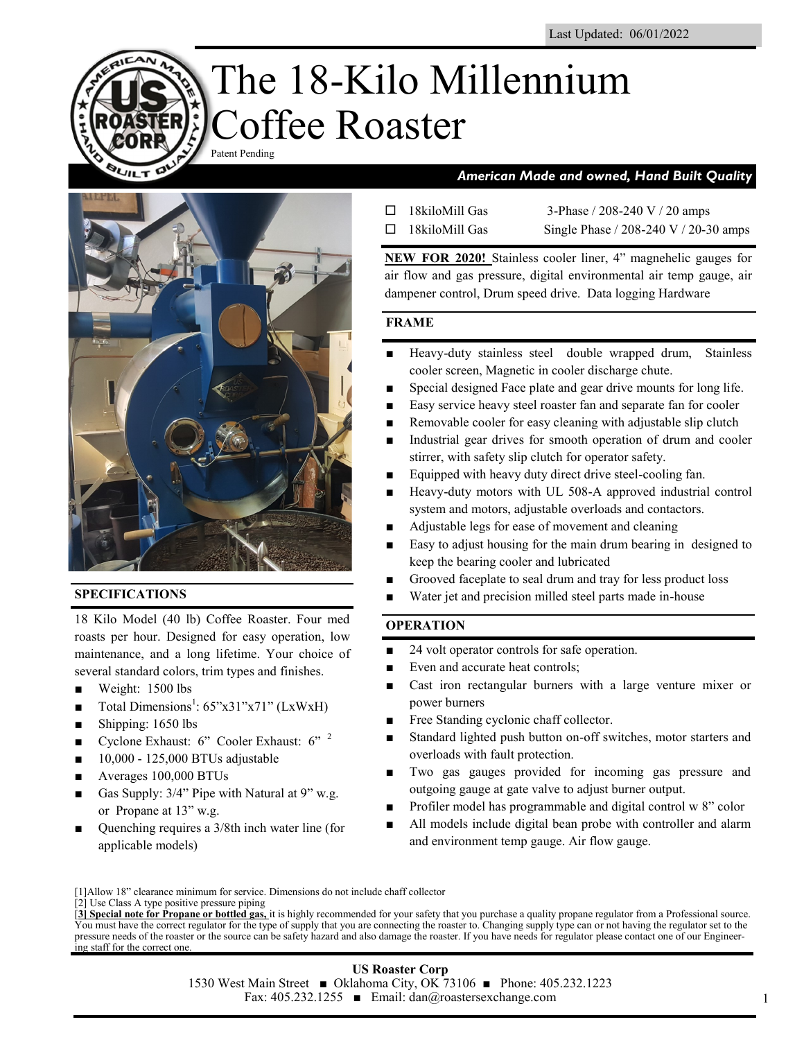Last Updated: 06/01/2022

# The 18-Kilo Millennium Coffee Roaster

Patent Pending

***American Made and owned, Hand Built Quality***

- ☐ 18kiloMill Gas 3-Phase / 208-240 V / 20 amps
- ☐ 18kiloMill Gas Single Phase / 208-240 V / 20-30 amps

**NEW FOR 2020!** Stainless cooler liner, 4" magnehelic gauges for air flow and gas pressure, digital environmental air temp gauge, air dampener control, Drum speed drive. Data logging Hardware

## FRAME

- Heavy-duty stainless steel double wrapped drum, Stainless cooler screen, Magnetic in cooler discharge chute.
- Special designed Face plate and gear drive mounts for long life.
- Easy service heavy steel roaster fan and separate fan for cooler
- Removable cooler for easy cleaning with adjustable slip clutch
- Industrial gear drives for smooth operation of drum and cooler stirrer, with safety slip clutch for operator safety.
- Equipped with heavy duty direct drive steel-cooling fan.
- Heavy-duty motors with UL 508-A approved industrial control system and motors, adjustable overloads and contactors.
- Adjustable legs for ease of movement and cleaning
- Easy to adjust housing for the main drum bearing in designed to keep the bearing cooler and lubricated
- Grooved faceplate to seal drum and tray for less product loss
- Water jet and precision milled steel parts made in-house

## SPECIFICATIONS

18 Kilo Model (40 lb) Coffee Roaster. Four med roasts per hour. Designed for easy operation, low maintenance, and a long lifetime. Your choice of several standard colors, trim types and finishes.

- Weight: 1500 lbs
- Total Dimensions[1]: 65"x31"x71" (LxWxH)
- Shipping: 1650 lbs
- Cyclone Exhaust: 6" Cooler Exhaust: 6" [2]
- 10,000 - 125,000 BTUs adjustable
- Averages 100,000 BTUs
- Gas Supply: 3/4" Pipe with Natural at 9" w.g. or Propane at 13" w.g.
- Quenching requires a 3/8th inch water line (for applicable models)

## OPERATION

- 24 volt operator controls for safe operation.
- Even and accurate heat controls;
- Cast iron rectangular burners with a large venture mixer or power burners
- Free Standing cyclonic chaff collector.
- Standard lighted push button on-off switches, motor starters and overloads with fault protection.
- Two gas gauges provided for incoming gas pressure and outgoing gauge at gate valve to adjust burner output.
- Profiler model has programmable and digital control w 8" color
- All models include digital bean probe with controller and alarm and environment temp gauge. Air flow gauge.

[1]Allow 18" clearance minimum for service. Dimensions do not include chaff collector

[2] Use Class A type positive pressure piping

[**3] Special note for Propane or bottled gas,** it is highly recommended for your safety that you purchase a quality propane regulator from a Professional source. You must have the correct regulator for the type of supply that you are connecting the roaster to. Changing supply type can or not having the regulator set to the pressure needs of the roaster or the source can be safety hazard and also damage the roaster. If you have needs for regulator please contact one of our Engineering staff for the correct one.

**US Roaster Corp**
1530 West Main Street ■ Oklahoma City, OK 73106 ■ Phone: 405.232.1223
Fax: 405.232.1255 ■ Email: dan@roastersexchange.com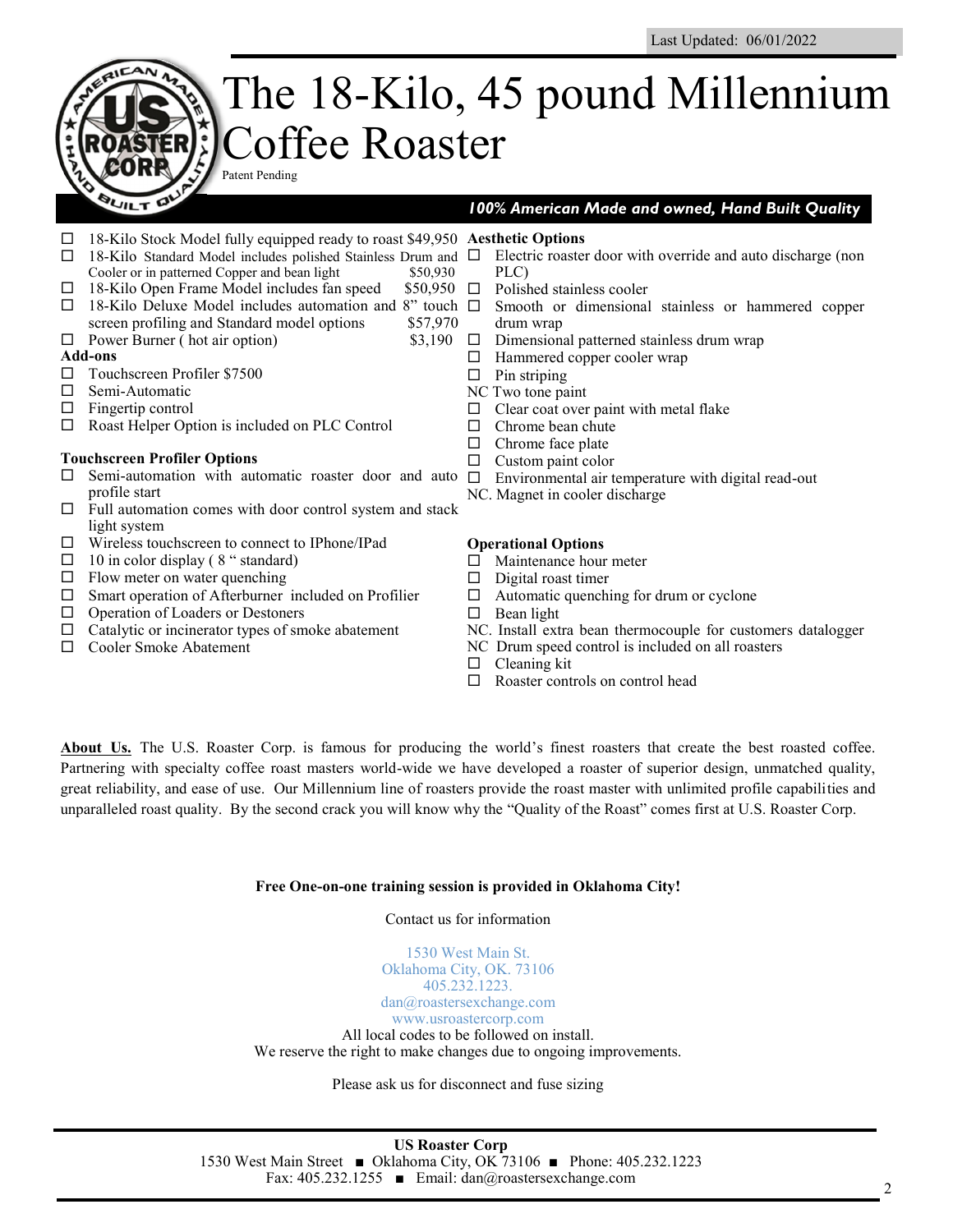Last Updated: 06/01/2022

# The 18-Kilo, 45 pound Millennium Coffee Roaster

Patent Pending

***100% American Made and owned, Hand Built Quality***

- ☐ 18-Kilo Stock Model fully equipped ready to roast $49,950
- ☐ 18-Kilo Standard Model includes polished Stainless Drum and Cooler or in patterned Copper and bean light $50,930
- ☐ 18-Kilo Open Frame Model includes fan speed $50,950
- ☐ 18-Kilo Deluxe Model includes automation and 8" touch screen profiling and Standard model options $57,970
- ☐ Power Burner ( hot air option) $3,190

**Add-ons**

- ☐ Touchscreen Profiler $7500
- ☐ Semi-Automatic
- ☐ Fingertip control
- ☐ Roast Helper Option is included on PLC Control

**Touchscreen Profiler Options**

- ☐ Semi-automation with automatic roaster door and auto profile start
- ☐ Full automation comes with door control system and stack light system
- ☐ Wireless touchscreen to connect to IPhone/IPad
- ☐ 10 in color display ( 8 " standard)
- ☐ Flow meter on water quenching
- ☐ Smart operation of Afterburner included on Profilier
- ☐ Operation of Loaders or Destoners
- ☐ Catalytic or incinerator types of smoke abatement
- ☐ Cooler Smoke Abatement

**Aesthetic Options**

- ☐ Electric roaster door with override and auto discharge (non PLC)
- ☐ Polished stainless cooler
- ☐ Smooth or dimensional stainless or hammered copper drum wrap
- ☐ Dimensional patterned stainless drum wrap
- ☐ Hammered copper cooler wrap
- ☐ Pin striping
- NC Two tone paint
- ☐ Clear coat over paint with metal flake
- ☐ Chrome bean chute
- ☐ Chrome face plate
- ☐ Custom paint color
- ☐ Environmental air temperature with digital read-out
- NC. Magnet in cooler discharge

**Operational Options**

- ☐ Maintenance hour meter
- ☐ Digital roast timer
- ☐ Automatic quenching for drum or cyclone
- ☐ Bean light
- NC. Install extra bean thermocouple for customers datalogger
- NC Drum speed control is included on all roasters
- ☐ Cleaning kit
- ☐ Roaster controls on control head

**About Us.** The U.S. Roaster Corp. is famous for producing the world's finest roasters that create the best roasted coffee. Partnering with specialty coffee roast masters world-wide we have developed a roaster of superior design, unmatched quality, great reliability, and ease of use. Our Millennium line of roasters provide the roast master with unlimited profile capabilities and unparalleled roast quality. By the second crack you will know why the "Quality of the Roast" comes first at U.S. Roaster Corp.

**Free One-on-one training session is provided in Oklahoma City!**

Contact us for information

1530 West Main St.
Oklahoma City, OK. 73106
405.232.1223.
dan@roastersexchange.com
www.usroastercorp.com
All local codes to be followed on install.
We reserve the right to make changes due to ongoing improvements.

Please ask us for disconnect and fuse sizing

**US Roaster Corp**
1530 West Main Street ■ Oklahoma City, OK 73106 ■ Phone: 405.232.1223
Fax: 405.232.1255 ■ Email: dan@roastersexchange.com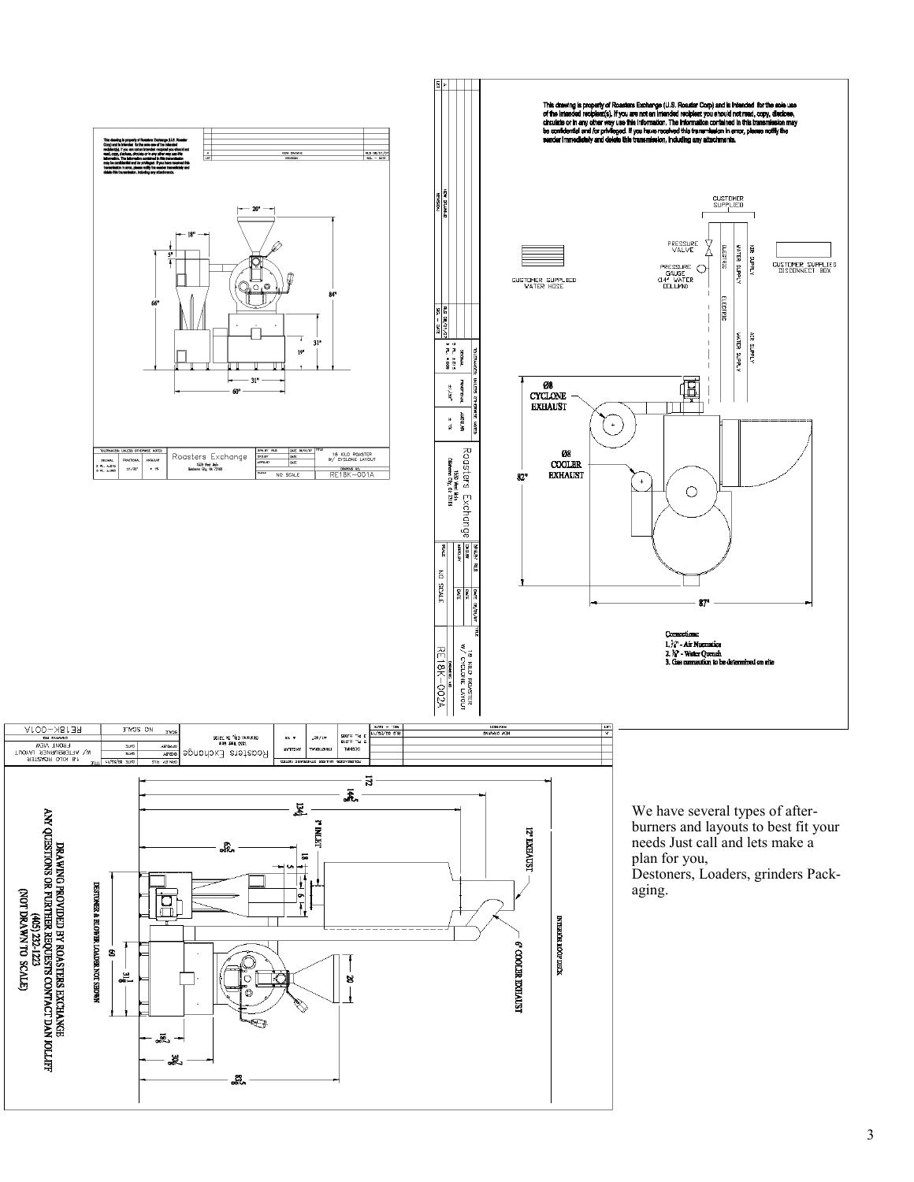This drawing is property of Roasters Exchange (U.S. Roaster Corp) and is intended for the sole use of the intended recipient(s). If you are not an intended recipient you should not read, copy, disclose, circulate or in any other way use this information. The information contained in this transmission may be confidential and /or privileged. If you have received this transmission in error, please notify the sender immediately and delete this transmission, including any attachments.

CUSTOMER SUPPLIED

PRESSURE VALVE

PRESSURE GAUGE (14" WATER COLUMN)

CUSTOMER SUPPLIED WATER HOSE

CUSTOMER SUPPLIED DISCONNECT BOX

Ø8 CYCLONE EXHAUST

Ø8 COOLER EXHAUST

82"

87"

Connections:

1. ½" - Air Pneumatics
2. ½" - Water Quench
3. Gas connection to be determined on site

Roasters Exchange

18 KILO ROASTER W/ CYCLONE LAYOUT

RE18K-002A

NO SCALE

18 KILO ROASTER W/ CYCLONE LAYOUT

RE18K-001A

18 KILO ROASTER W/ AFTERBURNER LAYOUT FRONT VIEW

RE18K-001A

12" EXHAUST

6" COOLER EXHAUST

INTERIOR ROOF DUCK

DESTONER & BLOWER LOADER NOT SHOWN

DRAWING PROVIDED BY ROASTERS EXCHANGE
ANY QUESTIONS OR FURTHER REQUESTS CONTACT DAN JOLLIFF
(405) 232-1223
(NOT DRAWN TO SCALE)

We have several types of after-burners and layouts to best fit your needs Just call and lets make a plan for you,
Destoners, Loaders, grinders Pack-aging.